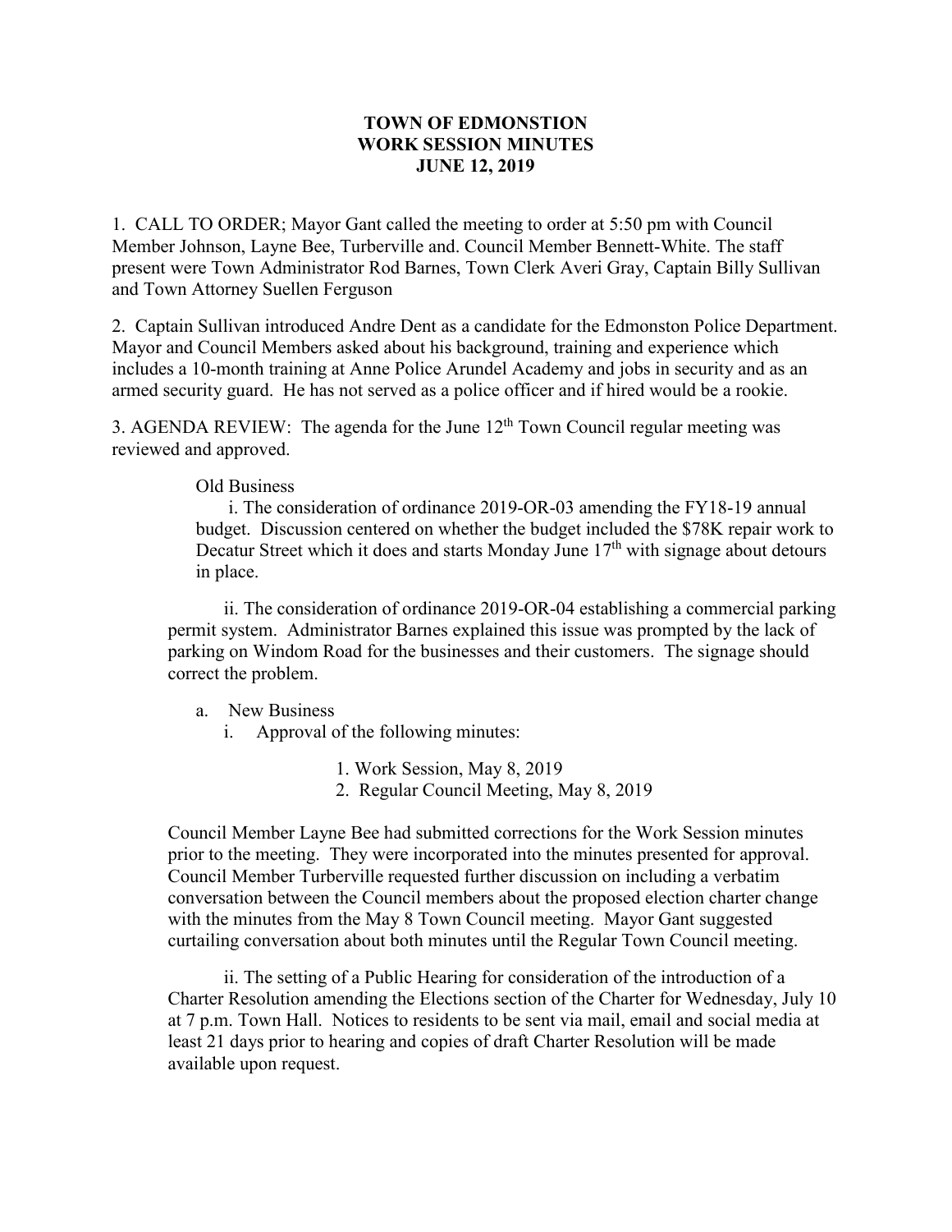**TOWN OF EDMONSTION**
**WORK SESSION MINUTES**
**JUNE 12, 2019**

1. CALL TO ORDER; Mayor Gant called the meeting to order at 5:50 pm with Council Member Johnson, Layne Bee, Turberville and. Council Member Bennett-White. The staff present were Town Administrator Rod Barnes, Town Clerk Averi Gray, Captain Billy Sullivan and Town Attorney Suellen Ferguson

2. Captain Sullivan introduced Andre Dent as a candidate for the Edmonston Police Department. Mayor and Council Members asked about his background, training and experience which includes a 10-month training at Anne Police Arundel Academy and jobs in security and as an armed security guard. He has not served as a police officer and if hired would be a rookie.

3. AGENDA REVIEW: The agenda for the June 12th Town Council regular meeting was reviewed and approved.

Old Business

i. The consideration of ordinance 2019-OR-03 amending the FY18-19 annual budget. Discussion centered on whether the budget included the $78K repair work to Decatur Street which it does and starts Monday June 17th with signage about detours in place.

ii. The consideration of ordinance 2019-OR-04 establishing a commercial parking permit system. Administrator Barnes explained this issue was prompted by the lack of parking on Windom Road for the businesses and their customers. The signage should correct the problem.

a. New Business
   i. Approval of the following minutes:

      1. Work Session, May 8, 2019
      2. Regular Council Meeting, May 8, 2019

Council Member Layne Bee had submitted corrections for the Work Session minutes prior to the meeting. They were incorporated into the minutes presented for approval. Council Member Turberville requested further discussion on including a verbatim conversation between the Council members about the proposed election charter change with the minutes from the May 8 Town Council meeting. Mayor Gant suggested curtailing conversation about both minutes until the Regular Town Council meeting.

ii. The setting of a Public Hearing for consideration of the introduction of a Charter Resolution amending the Elections section of the Charter for Wednesday, July 10 at 7 p.m. Town Hall. Notices to residents to be sent via mail, email and social media at least 21 days prior to hearing and copies of draft Charter Resolution will be made available upon request.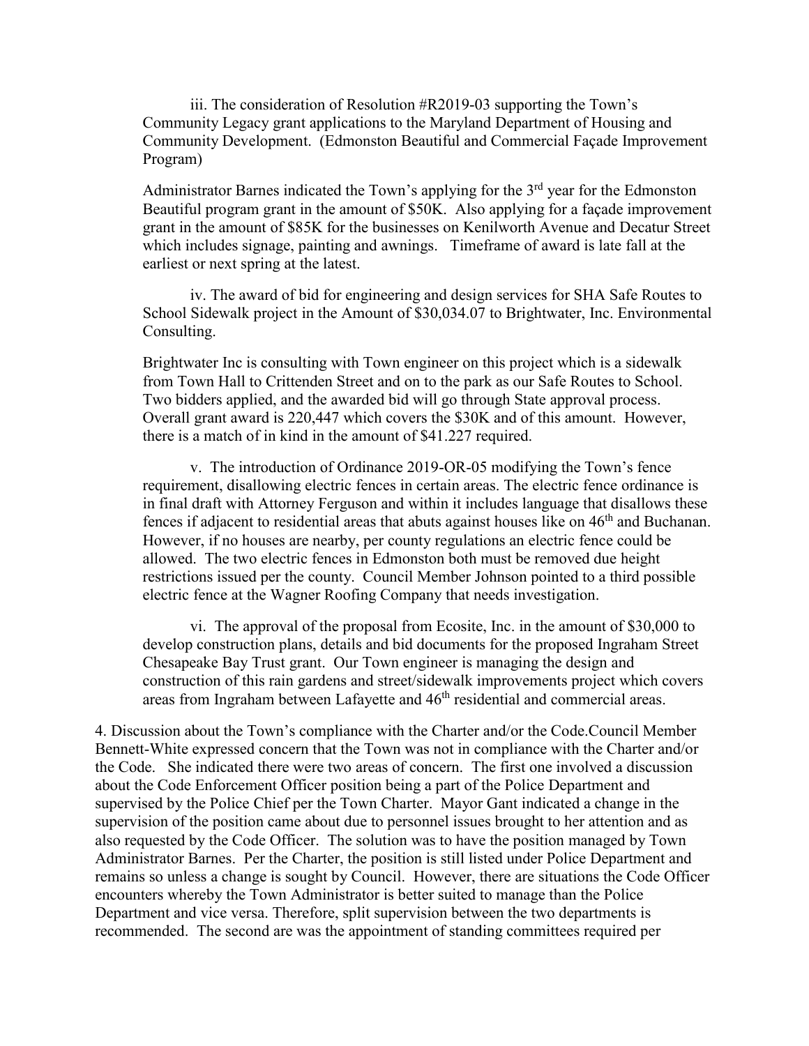iii. The consideration of Resolution #R2019-03 supporting the Town's Community Legacy grant applications to the Maryland Department of Housing and Community Development. (Edmonston Beautiful and Commercial Façade Improvement Program)

Administrator Barnes indicated the Town's applying for the 3rd year for the Edmonston Beautiful program grant in the amount of $50K. Also applying for a façade improvement grant in the amount of $85K for the businesses on Kenilworth Avenue and Decatur Street which includes signage, painting and awnings. Timeframe of award is late fall at the earliest or next spring at the latest.

iv. The award of bid for engineering and design services for SHA Safe Routes to School Sidewalk project in the Amount of $30,034.07 to Brightwater, Inc. Environmental Consulting.

Brightwater Inc is consulting with Town engineer on this project which is a sidewalk from Town Hall to Crittenden Street and on to the park as our Safe Routes to School. Two bidders applied, and the awarded bid will go through State approval process. Overall grant award is 220,447 which covers the $30K and of this amount. However, there is a match of in kind in the amount of $41.227 required.

v. The introduction of Ordinance 2019-OR-05 modifying the Town's fence requirement, disallowing electric fences in certain areas. The electric fence ordinance is in final draft with Attorney Ferguson and within it includes language that disallows these fences if adjacent to residential areas that abuts against houses like on 46th and Buchanan. However, if no houses are nearby, per county regulations an electric fence could be allowed. The two electric fences in Edmonston both must be removed due height restrictions issued per the county. Council Member Johnson pointed to a third possible electric fence at the Wagner Roofing Company that needs investigation.

vi. The approval of the proposal from Ecosite, Inc. in the amount of $30,000 to develop construction plans, details and bid documents for the proposed Ingraham Street Chesapeake Bay Trust grant. Our Town engineer is managing the design and construction of this rain gardens and street/sidewalk improvements project which covers areas from Ingraham between Lafayette and 46th residential and commercial areas.

4. Discussion about the Town's compliance with the Charter and/or the Code.Council Member Bennett-White expressed concern that the Town was not in compliance with the Charter and/or the Code. She indicated there were two areas of concern. The first one involved a discussion about the Code Enforcement Officer position being a part of the Police Department and supervised by the Police Chief per the Town Charter. Mayor Gant indicated a change in the supervision of the position came about due to personnel issues brought to her attention and as also requested by the Code Officer. The solution was to have the position managed by Town Administrator Barnes. Per the Charter, the position is still listed under Police Department and remains so unless a change is sought by Council. However, there are situations the Code Officer encounters whereby the Town Administrator is better suited to manage than the Police Department and vice versa. Therefore, split supervision between the two departments is recommended. The second are was the appointment of standing committees required per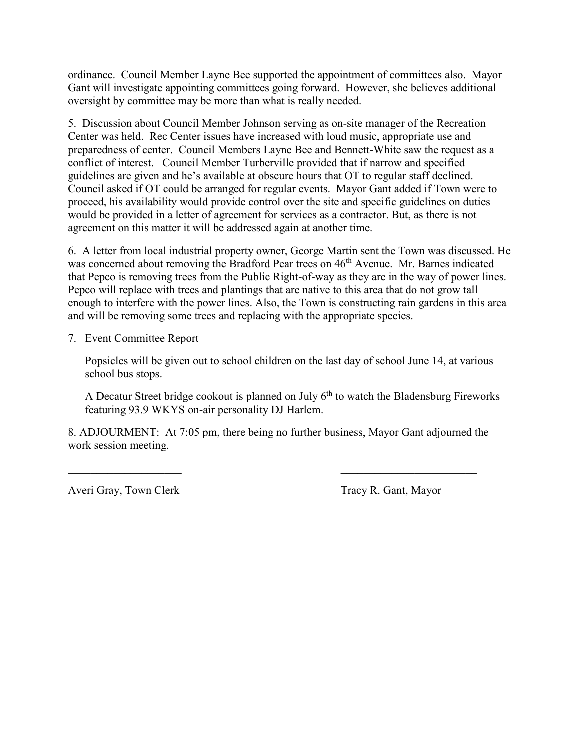ordinance. Council Member Layne Bee supported the appointment of committees also. Mayor Gant will investigate appointing committees going forward. However, she believes additional oversight by committee may be more than what is really needed.

5. Discussion about Council Member Johnson serving as on-site manager of the Recreation Center was held. Rec Center issues have increased with loud music, appropriate use and preparedness of center. Council Members Layne Bee and Bennett-White saw the request as a conflict of interest. Council Member Turberville provided that if narrow and specified guidelines are given and he's available at obscure hours that OT to regular staff declined. Council asked if OT could be arranged for regular events. Mayor Gant added if Town were to proceed, his availability would provide control over the site and specific guidelines on duties would be provided in a letter of agreement for services as a contractor. But, as there is not agreement on this matter it will be addressed again at another time.

6. A letter from local industrial property owner, George Martin sent the Town was discussed. He was concerned about removing the Bradford Pear trees on 46th Avenue. Mr. Barnes indicated that Pepco is removing trees from the Public Right-of-way as they are in the way of power lines. Pepco will replace with trees and plantings that are native to this area that do not grow tall enough to interfere with the power lines. Also, the Town is constructing rain gardens in this area and will be removing some trees and replacing with the appropriate species.

7. Event Committee Report

   Popsicles will be given out to school children on the last day of school June 14, at various school bus stops.

   A Decatur Street bridge cookout is planned on July 6th to watch the Bladensburg Fireworks featuring 93.9 WKYS on-air personality DJ Harlem.

8. ADJOURMENT: At 7:05 pm, there being no further business, Mayor Gant adjourned the work session meeting.

\_\_\_\_\_\_\_\_\_\_\_\_\_\_\_\_\_\_\_\_ \_\_\_\_\_\_\_\_\_\_\_\_\_\_\_\_\_\_\_\_\_\_\_\_

Averi Gray, Town Clerk | Tracy R. Gant, Mayor